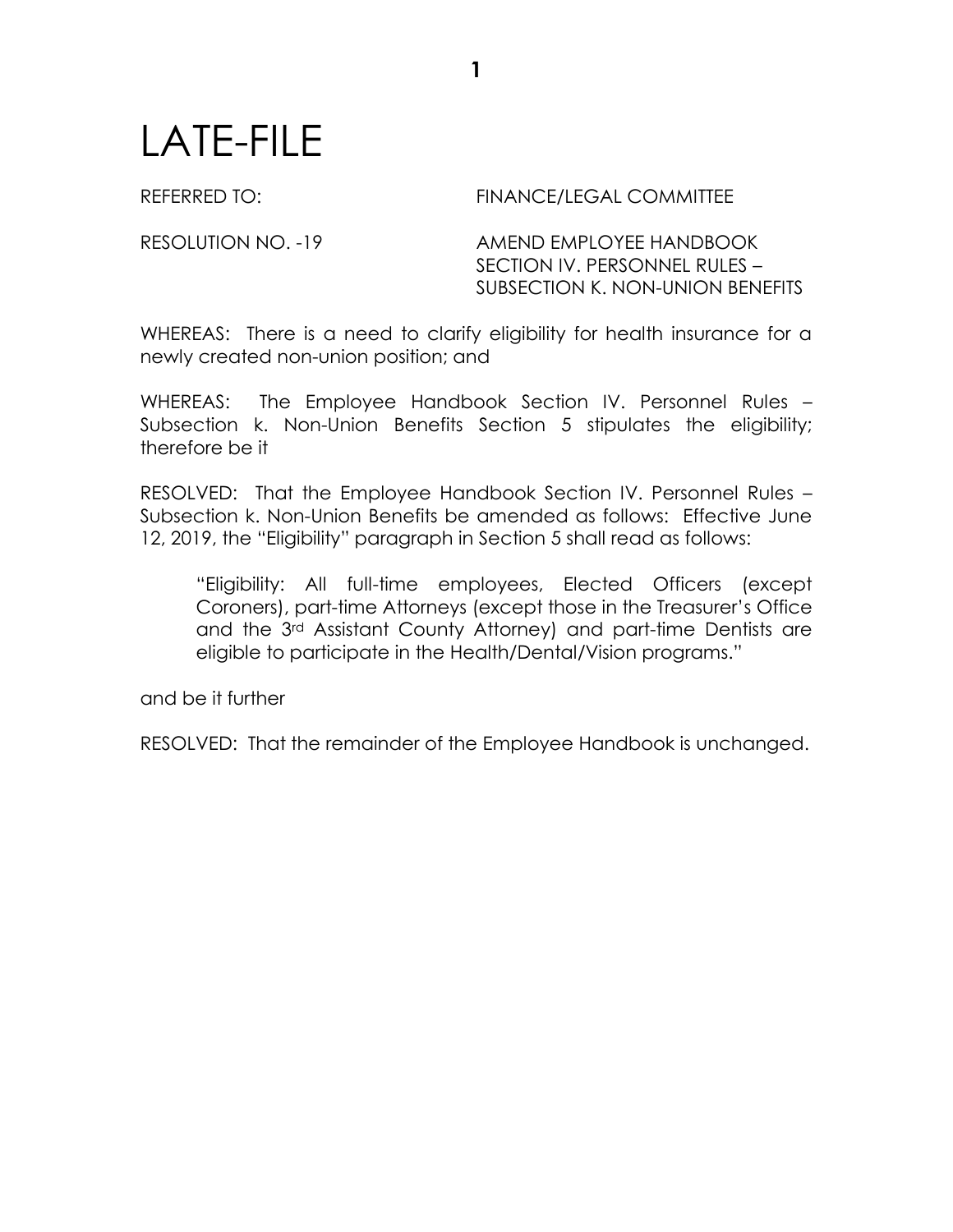# LATE-FILE

REFERRED TO: FINANCE/LEGAL COMMITTEE

RESOLUTION NO. -19 AMEND EMPLOYEE HANDBOOK SECTION IV. PERSONNEL RULES – SUBSECTION K. NON-UNION BENEFITS

WHEREAS: There is a need to clarify eligibility for health insurance for a newly created non-union position; and

WHEREAS: The Employee Handbook Section IV. Personnel Rules – Subsection k. Non-Union Benefits Section 5 stipulates the eligibility; therefore be it

RESOLVED: That the Employee Handbook Section IV. Personnel Rules – Subsection k. Non-Union Benefits be amended as follows: Effective June 12, 2019, the "Eligibility" paragraph in Section 5 shall read as follows:

> "Eligibility: All full-time employees, Elected Officers (except Coroners), part-time Attorneys (except those in the Treasurer's Office and the 3rd Assistant County Attorney) and part-time Dentists are eligible to participate in the Health/Dental/Vision programs."

and be it further

RESOLVED: That the remainder of the Employee Handbook is unchanged.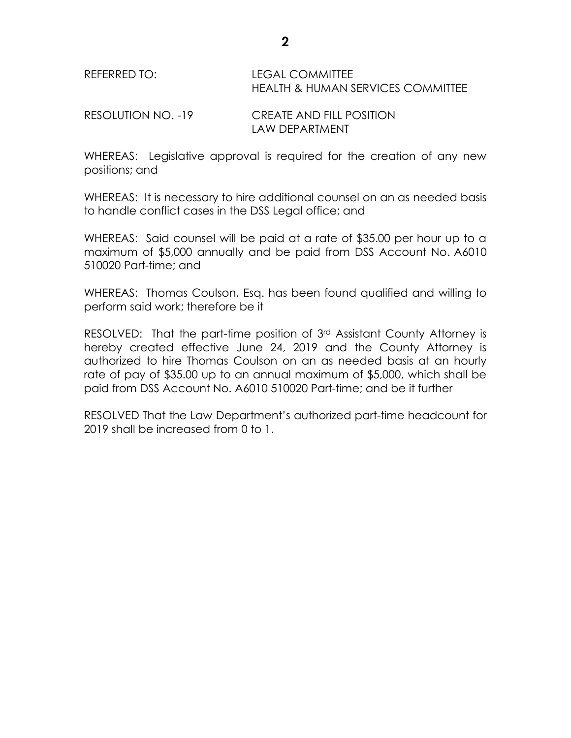REFERRED TO: LEGAL COMMITTEE
HEALTH & HUMAN SERVICES COMMITTEE

RESOLUTION NO. -19 CREATE AND FILL POSITION
LAW DEPARTMENT

WHEREAS: Legislative approval is required for the creation of any new positions; and

WHEREAS: It is necessary to hire additional counsel on an as needed basis to handle conflict cases in the DSS Legal office; and

WHEREAS: Said counsel will be paid at a rate of $35.00 per hour up to a maximum of $5,000 annually and be paid from DSS Account No. A6010 510020 Part-time; and

WHEREAS: Thomas Coulson, Esq. has been found qualified and willing to perform said work; therefore be it

RESOLVED: That the part-time position of 3rd Assistant County Attorney is hereby created effective June 24, 2019 and the County Attorney is authorized to hire Thomas Coulson on an as needed basis at an hourly rate of pay of $35.00 up to an annual maximum of $5,000, which shall be paid from DSS Account No. A6010 510020 Part-time; and be it further

RESOLVED That the Law Department's authorized part-time headcount for 2019 shall be increased from 0 to 1.